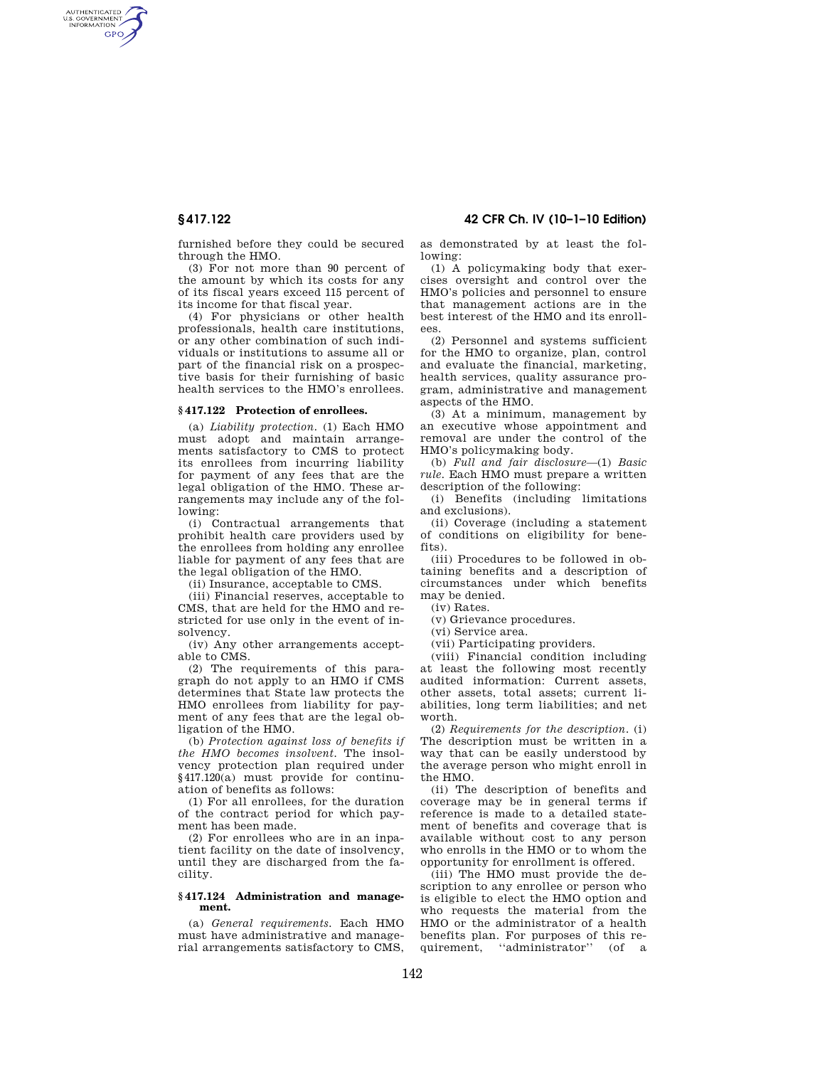furnished before they could be secured through the HMO.

(3) For not more than 90 percent of the amount by which its costs for any of its fiscal years exceed 115 percent of its income for that fiscal year.

(4) For physicians or other health professionals, health care institutions, or any other combination of such individuals or institutions to assume all or part of the financial risk on a prospective basis for their furnishing of basic health services to the HMO's enrollees.

### § 417.122 Protection of enrollees.

(a) *Liability protection.* (1) Each HMO must adopt and maintain arrangements satisfactory to CMS to protect its enrollees from incurring liability for payment of any fees that are the legal obligation of the HMO. These arrangements may include any of the following:

(i) Contractual arrangements that prohibit health care providers used by the enrollees from holding any enrollee liable for payment of any fees that are the legal obligation of the HMO.

(ii) Insurance, acceptable to CMS.

(iii) Financial reserves, acceptable to CMS, that are held for the HMO and restricted for use only in the event of insolvency.

(iv) Any other arrangements acceptable to CMS.

(2) The requirements of this paragraph do not apply to an HMO if CMS determines that State law protects the HMO enrollees from liability for payment of any fees that are the legal obligation of the HMO.

(b) *Protection against loss of benefits if the HMO becomes insolvent.* The insolvency protection plan required under §417.120(a) must provide for continuation of benefits as follows:

(1) For all enrollees, for the duration of the contract period for which payment has been made.

(2) For enrollees who are in an inpatient facility on the date of insolvency, until they are discharged from the facility.

### § 417.124 Administration and management.

(a) *General requirements.* Each HMO must have administrative and managerial arrangements satisfactory to CMS, as demonstrated by at least the following:

(1) A policymaking body that exercises oversight and control over the HMO's policies and personnel to ensure that management actions are in the best interest of the HMO and its enrollees.

(2) Personnel and systems sufficient for the HMO to organize, plan, control and evaluate the financial, marketing, health services, quality assurance program, administrative and management aspects of the HMO.

(3) At a minimum, management by an executive whose appointment and removal are under the control of the HMO's policymaking body.

(b) *Full and fair disclosure*—(1) *Basic rule.* Each HMO must prepare a written description of the following:

(i) Benefits (including limitations and exclusions).

(ii) Coverage (including a statement of conditions on eligibility for benefits).

(iii) Procedures to be followed in obtaining benefits and a description of circumstances under which benefits may be denied.

(iv) Rates.

(v) Grievance procedures.

(vi) Service area.

(vii) Participating providers.

(viii) Financial condition including at least the following most recently audited information: Current assets, other assets, total assets; current liabilities, long term liabilities; and net worth.

(2) *Requirements for the description.* (i) The description must be written in a way that can be easily understood by the average person who might enroll in the HMO.

(ii) The description of benefits and coverage may be in general terms if reference is made to a detailed statement of benefits and coverage that is available without cost to any person who enrolls in the HMO or to whom the opportunity for enrollment is offered.

(iii) The HMO must provide the description to any enrollee or person who is eligible to elect the HMO option and who requests the material from the HMO or the administrator of a health benefits plan. For purposes of this requirement, ''administrator'' (of a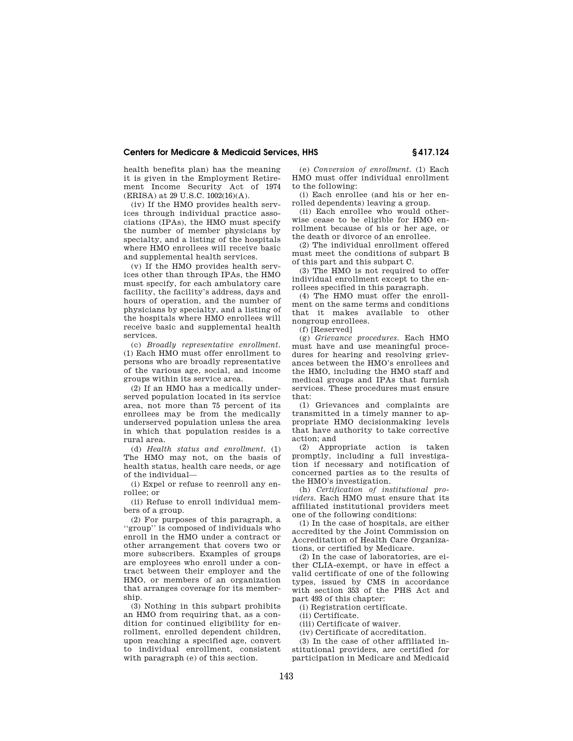health benefits plan) has the meaning it is given in the Employment Retirement Income Security Act of 1974 (ERISA) at 29 U.S.C. 1002(16)(A).

(iv) If the HMO provides health services through individual practice associations (IPAs), the HMO must specify the number of member physicians by specialty, and a listing of the hospitals where HMO enrollees will receive basic and supplemental health services.

(v) If the HMO provides health services other than through IPAs, the HMO must specify, for each ambulatory care facility, the facility's address, days and hours of operation, and the number of physicians by specialty, and a listing of the hospitals where HMO enrollees will receive basic and supplemental health services.

(c) *Broadly representative enrollment.* (1) Each HMO must offer enrollment to persons who are broadly representative of the various age, social, and income groups within its service area.

(2) If an HMO has a medically underserved population located in its service area, not more than 75 percent of its enrollees may be from the medically underserved population unless the area in which that population resides is a rural area.

(d) *Health status and enrollment.* (1) The HMO may not, on the basis of health status, health care needs, or age of the individual—

(i) Expel or refuse to reenroll any enrollee; or

(ii) Refuse to enroll individual members of a group.

(2) For purposes of this paragraph, a ''group'' is composed of individuals who enroll in the HMO under a contract or other arrangement that covers two or more subscribers. Examples of groups are employees who enroll under a contract between their employer and the HMO, or members of an organization that arranges coverage for its membership.

(3) Nothing in this subpart prohibits an HMO from requiring that, as a condition for continued eligibility for enrollment, enrolled dependent children, upon reaching a specified age, convert to individual enrollment, consistent with paragraph (e) of this section.

(e) *Conversion of enrollment.* (1) Each HMO must offer individual enrollment to the following:

(i) Each enrollee (and his or her enrolled dependents) leaving a group.

(ii) Each enrollee who would otherwise cease to be eligible for HMO enrollment because of his or her age, or the death or divorce of an enrollee.

(2) The individual enrollment offered must meet the conditions of subpart B of this part and this subpart C.

(3) The HMO is not required to offer individual enrollment except to the enrollees specified in this paragraph.

(4) The HMO must offer the enrollment on the same terms and conditions that it makes available to other nongroup enrollees.

(f) [Reserved]

(g) *Grievance procedures.* Each HMO must have and use meaningful procedures for hearing and resolving grievances between the HMO's enrollees and the HMO, including the HMO staff and medical groups and IPAs that furnish services. These procedures must ensure that:

(1) Grievances and complaints are transmitted in a timely manner to appropriate HMO decisionmaking levels that have authority to take corrective action; and

(2) Appropriate action is taken promptly, including a full investigation if necessary and notification of concerned parties as to the results of the HMO's investigation.

(h) *Certification of institutional providers.* Each HMO must ensure that its affiliated institutional providers meet one of the following conditions:

(1) In the case of hospitals, are either accredited by the Joint Commission on Accreditation of Health Care Organizations, or certified by Medicare.

(2) In the case of laboratories, are either CLIA-exempt, or have in effect a valid certificate of one of the following types, issued by CMS in accordance with section 353 of the PHS Act and part 493 of this chapter:

(i) Registration certificate.

(ii) Certificate.

(iii) Certificate of waiver.

(iv) Certificate of accreditation.

(3) In the case of other affiliated institutional providers, are certified for participation in Medicare and Medicaid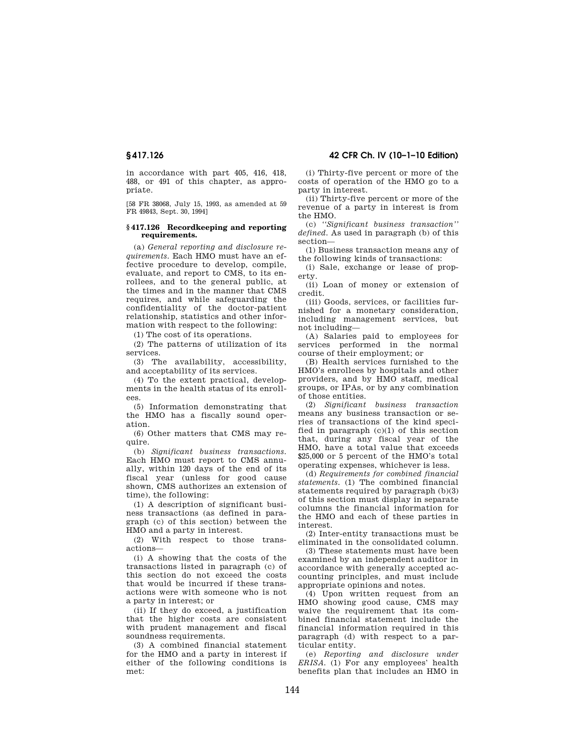in accordance with part 405, 416, 418, 488, or 491 of this chapter, as appropriate.

[58 FR 38068, July 15, 1993, as amended at 59 FR 49843, Sept. 30, 1994]

### § 417.126 Recordkeeping and reporting requirements.

(a) *General reporting and disclosure requirements.* Each HMO must have an effective procedure to develop, compile, evaluate, and report to CMS, to its enrollees, and to the general public, at the times and in the manner that CMS requires, and while safeguarding the confidentiality of the doctor-patient relationship, statistics and other information with respect to the following:

(1) The cost of its operations.

(2) The patterns of utilization of its services.

(3) The availability, accessibility, and acceptability of its services.

(4) To the extent practical, developments in the health status of its enrollees.

(5) Information demonstrating that the HMO has a fiscally sound operation.

(6) Other matters that CMS may require.

(b) *Significant business transactions.* Each HMO must report to CMS annually, within 120 days of the end of its fiscal year (unless for good cause shown, CMS authorizes an extension of time), the following:

(1) A description of significant business transactions (as defined in paragraph (c) of this section) between the HMO and a party in interest.

(2) With respect to those transactions—

(i) A showing that the costs of the transactions listed in paragraph (c) of this section do not exceed the costs that would be incurred if these transactions were with someone who is not a party in interest; or

(ii) If they do exceed, a justification that the higher costs are consistent with prudent management and fiscal soundness requirements.

(3) A combined financial statement for the HMO and a party in interest if either of the following conditions is met:

(i) Thirty-five percent or more of the costs of operation of the HMO go to a party in interest.

(ii) Thirty-five percent or more of the revenue of a party in interest is from the HMO.

(c) *''Significant business transaction'' defined.* As used in paragraph (b) of this section—

(1) Business transaction means any of the following kinds of transactions:

(i) Sale, exchange or lease of property.

(ii) Loan of money or extension of credit.

(iii) Goods, services, or facilities furnished for a monetary consideration, including management services, but not including—

(A) Salaries paid to employees for services performed in the normal course of their employment; or

(B) Health services furnished to the HMO's enrollees by hospitals and other providers, and by HMO staff, medical groups, or IPAs, or by any combination of those entities.

(2) *Significant business transaction* means any business transaction or series of transactions of the kind specified in paragraph (c)(1) of this section that, during any fiscal year of the HMO, have a total value that exceeds $25,000 or 5 percent of the HMO's total operating expenses, whichever is less.

(d) *Requirements for combined financial statements.* (1) The combined financial statements required by paragraph (b)(3) of this section must display in separate columns the financial information for the HMO and each of these parties in interest.

(2) Inter-entity transactions must be eliminated in the consolidated column.

(3) These statements must have been examined by an independent auditor in accordance with generally accepted accounting principles, and must include appropriate opinions and notes.

(4) Upon written request from an HMO showing good cause, CMS may waive the requirement that its combined financial statement include the financial information required in this paragraph (d) with respect to a particular entity.

(e) *Reporting and disclosure under ERISA.* (1) For any employees' health benefits plan that includes an HMO in